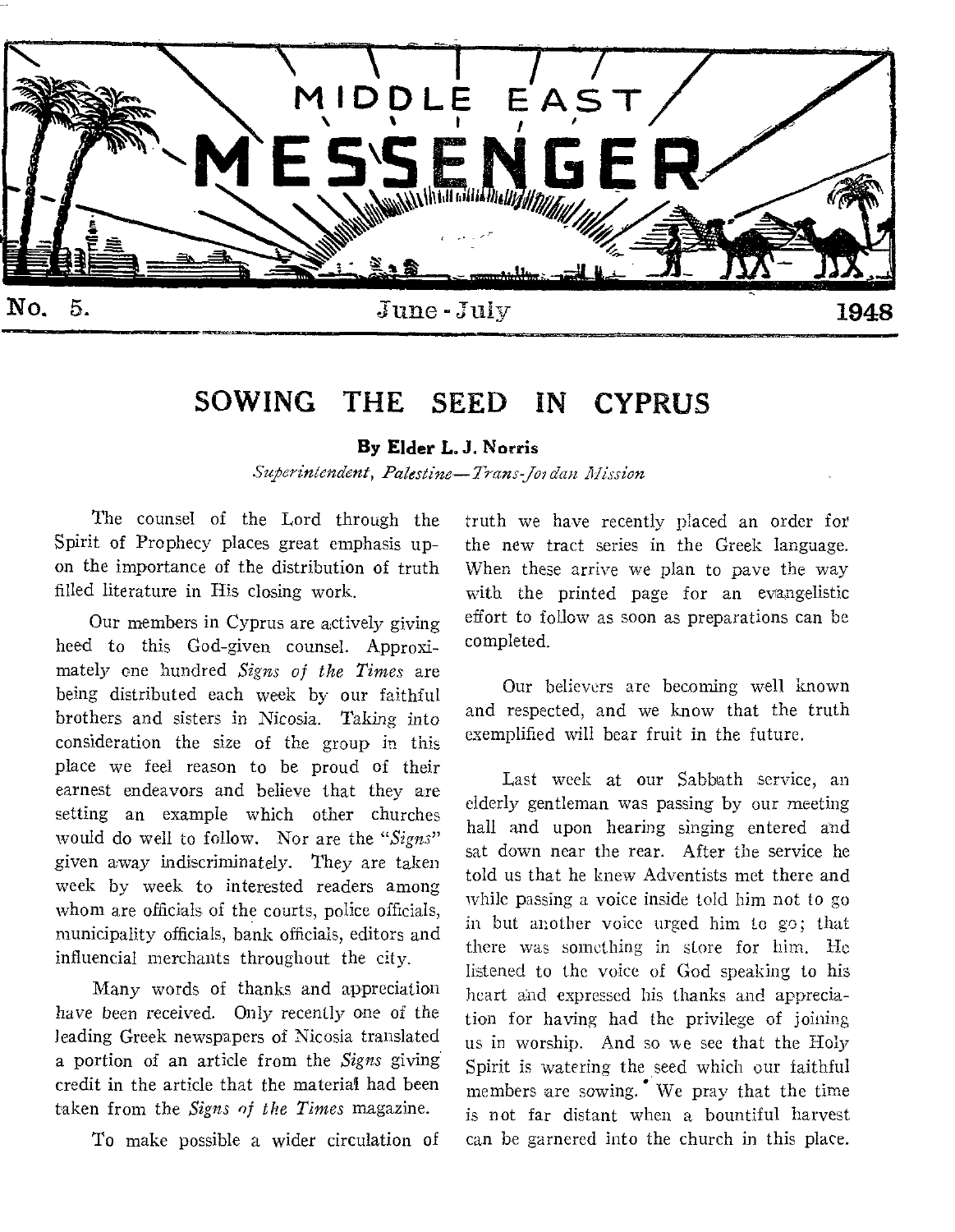# MIDDLE EAST MESSENGER

No. 5. June - July 1948

## SOWING THE SEED IN CYPRUS

**By Elder L. J. Norris**

*Superintendent, Palestine—Trans-Jordan Mission*

The counsel of the Lord through the Spirit of Prophecy places great emphasis upon the importance of the distribution of truth filled literature in His closing work.

Our members in Cyprus are actively giving heed to this God-given counsel. Approximately one hundred *Signs of the Times* are being distributed each week by our faithful brothers and sisters in Nicosia. Taking into consideration the size of the group in this place we feel reason to be proud of their earnest endeavors and believe that they are setting an example which other churches would do well to follow. Nor are the "*Signs*" given away indiscriminately. They are taken week by week to interested readers among whom are officials of the courts, police officials, municipality officials, bank officials, editors and influencial merchants throughout the city.

Many words of thanks and appreciation have been received. Only recently one of the leading Greek newspapers of Nicosia translated a portion of an article from the *Signs* giving credit in the article that the material had been taken from the *Signs of the Times* magazine.

To make possible a wider circulation of truth we have recently placed an order for the new tract series in the Greek language. When these arrive we plan to pave the way with the printed page for an evangelistic effort to follow as soon as preparations can be completed.

Our believers are becoming well known and respected, and we know that the truth exemplified will bear fruit in the future.

Last week at our Sabbath service, an elderly gentleman was passing by our meeting hall and upon hearing singing entered and sat down near the rear. After the service he told us that he knew Adventists met there and while passing a voice inside told him not to go in but another voice urged him to go; that there was something in store for him. He listened to the voice of God speaking to his heart and expressed his thanks and appreciation for having had the privilege of joining us in worship. And so we see that the Holy Spirit is watering the seed which our faithful members are sowing. We pray that the time is not far distant when a bountiful harvest can be garnered into the church in this place.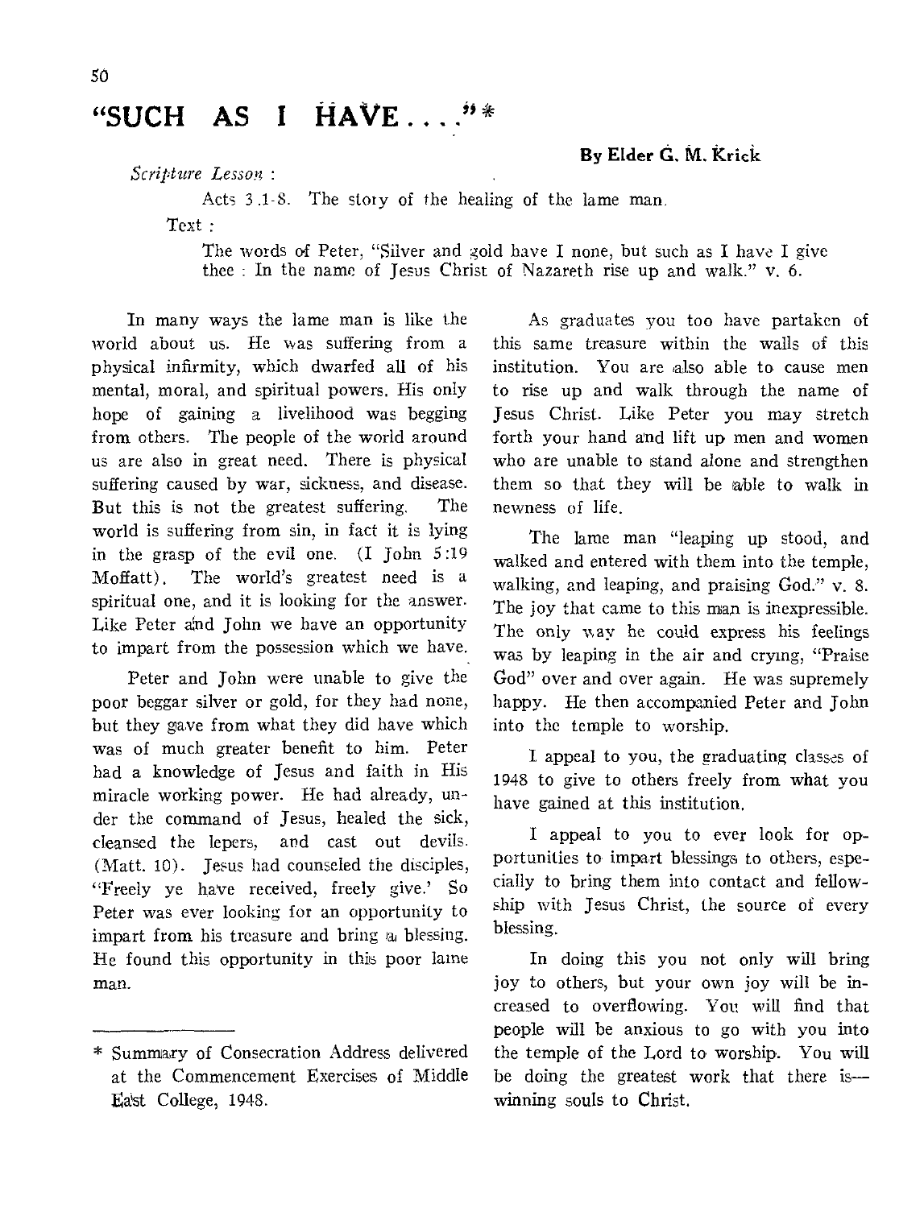# "SUCH AS I HAVE . . . ."*

**By Elder G. M. Krick**

*Scripture Lesson* :

Acts 3.1-8. The story of the healing of the lame man.

Text :

The words of Peter, "Silver and gold have I none, but such as I have I give thee : In the name of Jesus Christ of Nazareth rise up and walk." v. 6.

In many ways the lame man is like the world about us. He was suffering from a physical infirmity, which dwarfed all of his mental, moral, and spiritual powers. His only hope of gaining a livelihood was begging from others. The people of the world around us are also in great need. There is physical suffering caused by war, sickness, and disease. But this is not the greatest suffering. The world is suffering from sin, in fact it is lying in the grasp of the evil one. (I John 5:19 Moffatt). The world's greatest need is a spiritual one, and it is looking for the answer. Like Peter and John we have an opportunity to impart from the possession which we have.

Peter and John were unable to give the poor beggar silver or gold, for they had none, but they gave from what they did have which was of much greater benefit to him. Peter had a knowledge of Jesus and faith in His miracle working power. He had already, under the command of Jesus, healed the sick, cleansed the lepers, and cast out devils. (Matt. 10). Jesus had counseled the disciples, "Freely ye have received, freely give.' So Peter was ever looking for an opportunity to impart from his treasure and bring a blessing. He found this opportunity in this poor lame man.

As graduates you too have partaken of this same treasure within the walls of this institution. You are also able to cause men to rise up and walk through the name of Jesus Christ. Like Peter you may stretch forth your hand and lift up men and women who are unable to stand alone and strengthen them so that they will be able to walk in newness of life.

The lame man "leaping up stood, and walked and entered with them into the temple, walking, and leaping, and praising God." v. 8. The joy that came to this man is inexpressible. The only way he could express his feelings was by leaping in the air and crying, "Praise God" over and over again. He was supremely happy. He then accompanied Peter and John into the temple to worship.

I appeal to you, the graduating classes of 1948 to give to others freely from what you have gained at this institution.

I appeal to you to ever look for opportunities to impart blessings to others, especially to bring them into contact and fellowship with Jesus Christ, the source of every blessing.

In doing this you not only will bring joy to others, but your own joy will be increased to overflowing. You will find that people will be anxious to go with you into the temple of the Lord to worship. You will be doing the greatest work that there is—winning souls to Christ.

---

* Summary of Consecration Address delivered at the Commencement Exercises of Middle East College, 1948.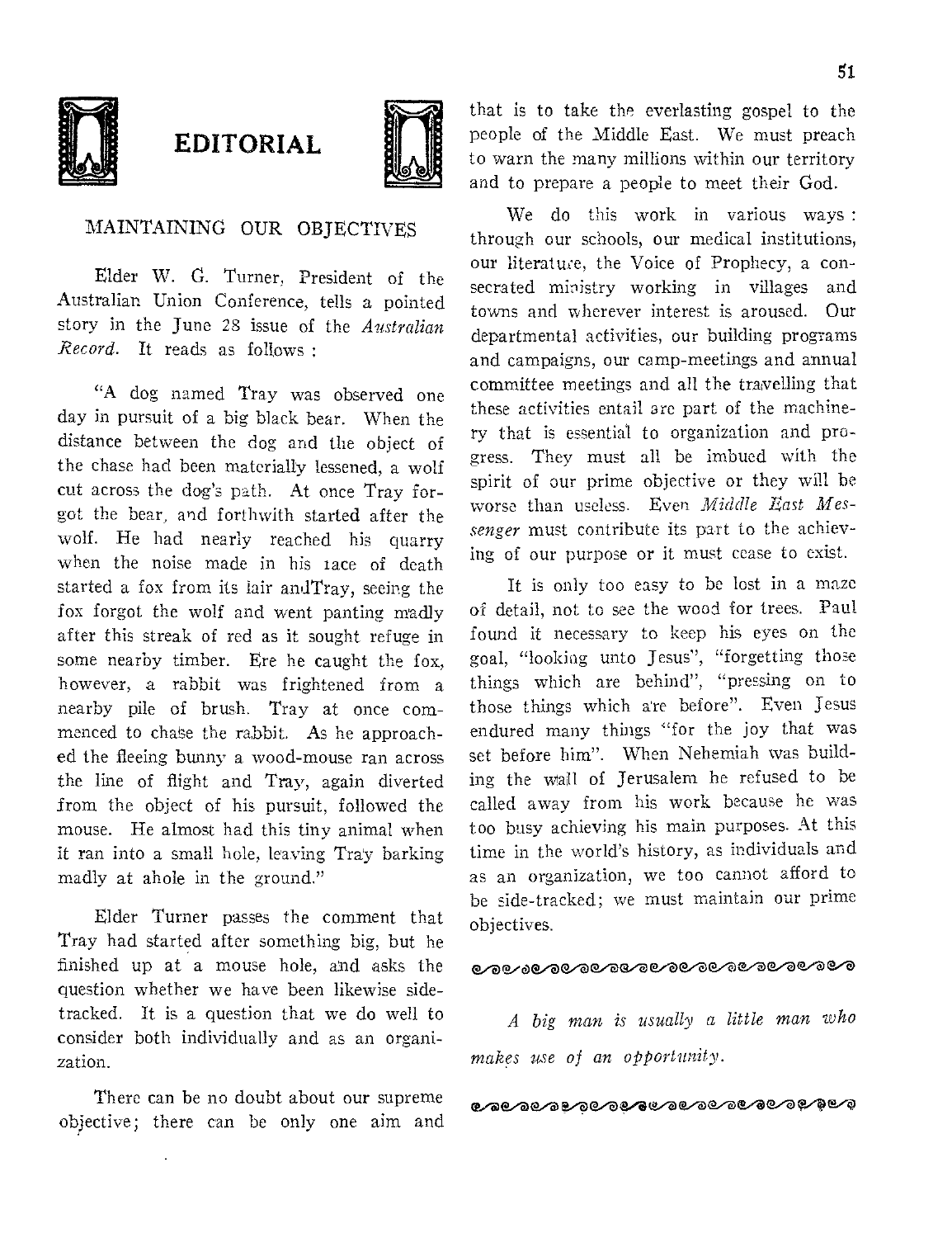# EDITORIAL

## MAINTAINING OUR OBJECTIVES

Elder W. G. Turner, President of the Australian Union Conference, tells a pointed story in the June 28 issue of the *Australian Record*. It reads as follows :

"A dog named Tray was observed one day in pursuit of a big black bear. When the distance between the dog and the object of the chase had been materially lessened, a wolf cut across the dog's path. At once Tray forgot the bear, and forthwith started after the wolf. He had nearly reached his quarry when the noise made in his race of death started a fox from its lair and Tray, seeing the fox forgot the wolf and went panting madly after this streak of red as it sought refuge in some nearby timber. Ere he caught the fox, however, a rabbit was frightened from a nearby pile of brush. Tray at once commenced to chase the rabbit. As he approached the fleeing bunny a wood-mouse ran across the line of flight and Tray, again diverted from the object of his pursuit, followed the mouse. He almost had this tiny animal when it ran into a small hole, leaving Tray barking madly at a hole in the ground."

Elder Turner passes the comment that Tray had started after something big, but he finished up at a mouse hole, and asks the question whether we have been likewise side-tracked. It is a question that we do well to consider both individually and as an organization.

There can be no doubt about our supreme objective; there can be only one aim and that is to take the everlasting gospel to the people of the Middle East. We must preach to warn the many millions within our territory and to prepare a people to meet their God.

We do this work in various ways : through our schools, our medical institutions, our literature, the Voice of Prophecy, a consecrated ministry working in villages and towns and wherever interest is aroused. Our departmental activities, our building programs and campaigns, our camp-meetings and annual committee meetings and all the travelling that these activities entail are part of the machinery that is essential to organization and progress. They must all be imbued with the spirit of our prime objective or they will be worse than useless. Even *Middle East Messenger* must contribute its part to the achieving of our purpose or it must cease to exist.

It is only too easy to be lost in a maze of detail, not to see the wood for trees. Paul found it necessary to keep his eyes on the goal, "looking unto Jesus", "forgetting those things which are behind", "pressing on to those things which are before". Even Jesus endured many things "for the joy that was set before him". When Nehemiah was building the wall of Jerusalem he refused to be called away from his work because he was too busy achieving his main purposes. At this time in the world's history, as individuals and as an organization, we too cannot afford to be side-tracked; we must maintain our prime objectives.

---

*A big man is usually a little man who makes use of an opportunity.*

---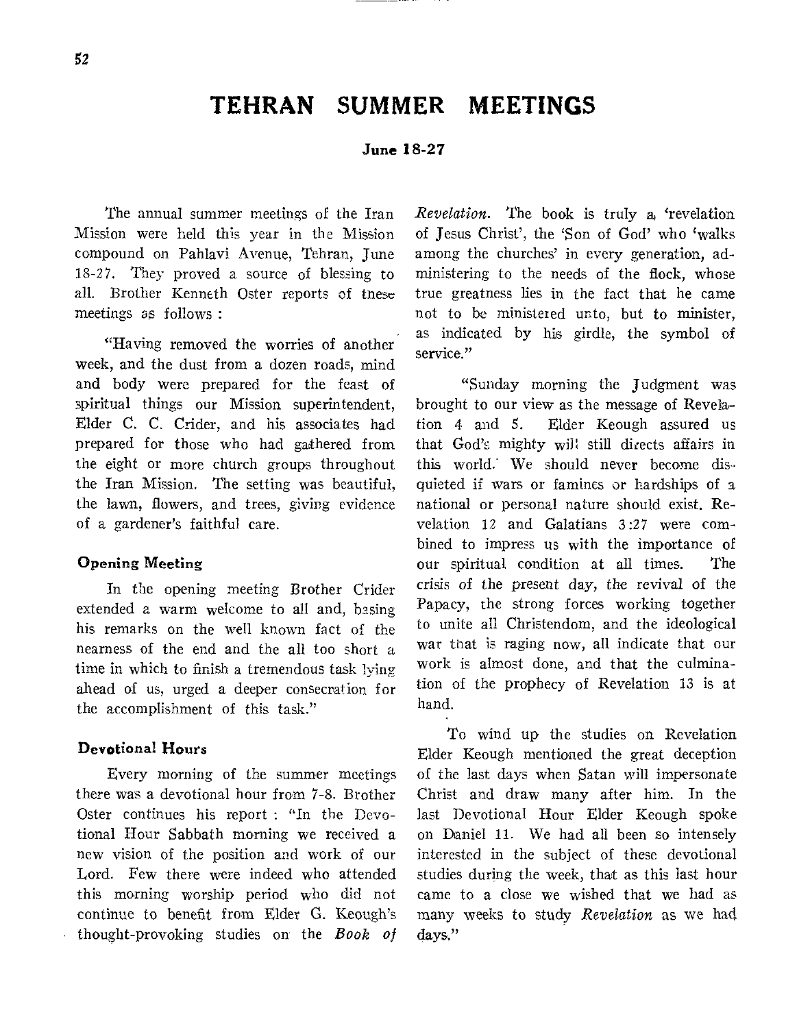# TEHRAN SUMMER MEETINGS

**June 18-27**

The annual summer meetings of the Iran Mission were held this year in the Mission compound on Pahlavi Avenue, Tehran, June 18-27. They proved a source of blessing to all. Brother Kenneth Oster reports of these meetings as follows :

"Having removed the worries of another week, and the dust from a dozen roads, mind and body were prepared for the feast of spiritual things our Mission superintendent, Elder C. C. Crider, and his associates had prepared for those who had gathered from the eight or more church groups throughout the Iran Mission. The setting was beautiful, the lawn, flowers, and trees, giving evidence of a gardener's faithful care.

### Opening Meeting

In the opening meeting Brother Crider extended a warm welcome to all and, basing his remarks on the well known fact of the nearness of the end and the all too short a time in which to finish a tremendous task lying ahead of us, urged a deeper consecration for the accomplishment of this task."

### Devotional Hours

Every morning of the summer meetings there was a devotional hour from 7-8. Brother Oster continues his report : "In the Devotional Hour Sabbath morning we received a new vision of the position and work of our Lord. Few there were indeed who attended this morning worship period who did not continue to benefit from Elder G. Keough's thought-provoking studies on the *Book of Revelation*. The book is truly a 'revelation of Jesus Christ', the 'Son of God' who 'walks among the churches' in every generation, administering to the needs of the flock, whose true greatness lies in the fact that he came not to be ministered unto, but to minister, as indicated by his girdle, the symbol of service."

"Sunday morning the Judgment was brought to our view as the message of Revelation 4 and 5. Elder Keough assured us that God's mighty will still directs affairs in this world. We should never become disquieted if wars or famines or hardships of a national or personal nature should exist. Revelation 12 and Galatians 3:27 were combined to impress us with the importance of our spiritual condition at all times. The crisis of the present day, the revival of the Papacy, the strong forces working together to unite all Christendom, and the ideological war that is raging now, all indicate that our work is almost done, and that the culmination of the prophecy of Revelation 13 is at hand.

To wind up the studies on Revelation Elder Keough mentioned the great deception of the last days when Satan will impersonate Christ and draw many after him. In the last Devotional Hour Elder Keough spoke on Daniel 11. We had all been so intensely interested in the subject of these devotional studies during the week, that as this last hour came to a close we wished that we had as many weeks to study *Revelation* as we had days."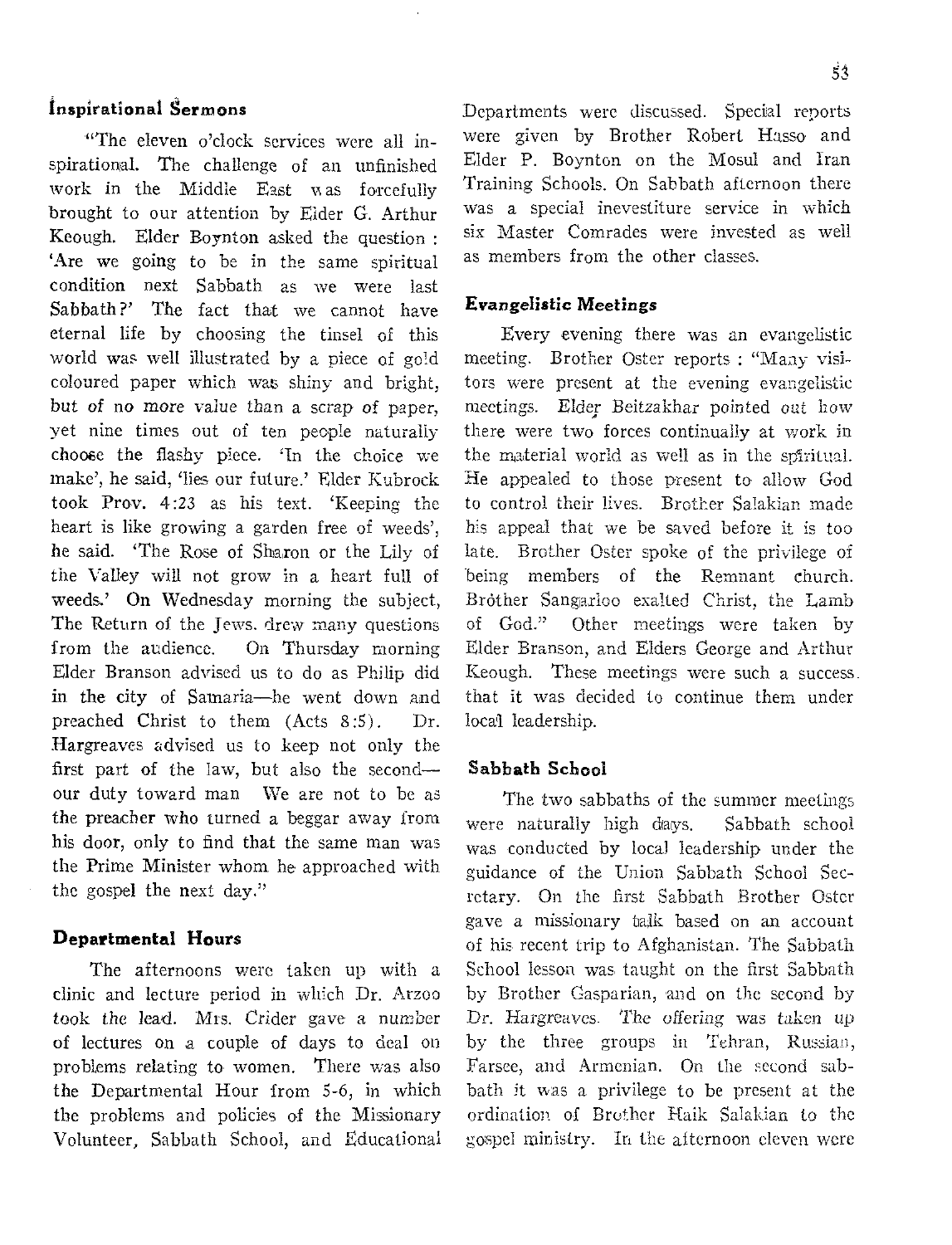### Inspirational Sermons

"The eleven o'clock services were all inspirational. The challenge of an unfinished work in the Middle East was forcefully brought to our attention by Elder G. Arthur Keough. Elder Boynton asked the question : 'Are we going to be in the same spiritual condition next Sabbath as we were last Sabbath?' The fact that we cannot have eternal life by choosing the tinsel of this world was well illustrated by a piece of gold coloured paper which was shiny and bright, but of no more value than a scrap of paper, yet nine times out of ten people naturally choose the flashy piece. 'In the choice we make', he said, 'lies our future.' Elder Kubrock took Prov. 4:23 as his text. 'Keeping the heart is like growing a garden free of weeds', he said. 'The Rose of Sharon or the Lily of the Valley will not grow in a heart full of weeds.' On Wednesday morning the subject, The Return of the Jews, drew many questions from the audience. On Thursday morning Elder Branson advised us to do as Philip did in the city of Samaria—he went down and preached Christ to them (Acts 8:5). Dr. Hargreaves advised us to keep not only the first part of the law, but also the second—our duty toward man We are not to be as the preacher who turned a beggar away from his door, only to find that the same man was the Prime Minister whom he approached with the gospel the next day."

### Departmental Hours

The afternoons were taken up with a clinic and lecture period in which Dr. Arzoo took the lead. Mrs. Crider gave a number of lectures on a couple of days to deal on problems relating to women. There was also the Departmental Hour from 5-6, in which the problems and policies of the Missionary Volunteer, Sabbath School, and Educational Departments were discussed. Special reports were given by Brother Robert Hasso and Elder P. Boynton on the Mosul and Iran Training Schools. On Sabbath afternoon there was a special inevestiture service in which six Master Comrades were invested as well as members from the other classes.

### Evangelistic Meetings

Every evening there was an evangelistic meeting. Brother Oster reports : "Many visitors were present at the evening evangelistic meetings. Elder Beitzakhar pointed out how there were two forces continually at work in the material world as well as in the spiritual. He appealed to those present to allow God to control their lives. Brother Salakian made his appeal that we be saved before it is too late. Brother Oster spoke of the privilege of being members of the Remnant church. Brother Sangarloo exalted Christ, the Lamb of God." Other meetings were taken by Elder Branson, and Elders George and Arthur Keough. These meetings were such a success that it was decided to continue them under local leadership.

### Sabbath School

The two sabbaths of the summer meetings were naturally high days. Sabbath school was conducted by local leadership under the guidance of the Union Sabbath School Secretary. On the first Sabbath Brother Oster gave a missionary talk based on an account of his recent trip to Afghanistan. The Sabbath School lesson was taught on the first Sabbath by Brother Gasparian, and on the second by Dr. Hargreaves. The offering was taken up by the three groups in Tehran, Russian, Farsee, and Armenian. On the second sabbath it was a privilege to be present at the ordination of Brother Haik Salakian to the gospel ministry. In the afternoon eleven were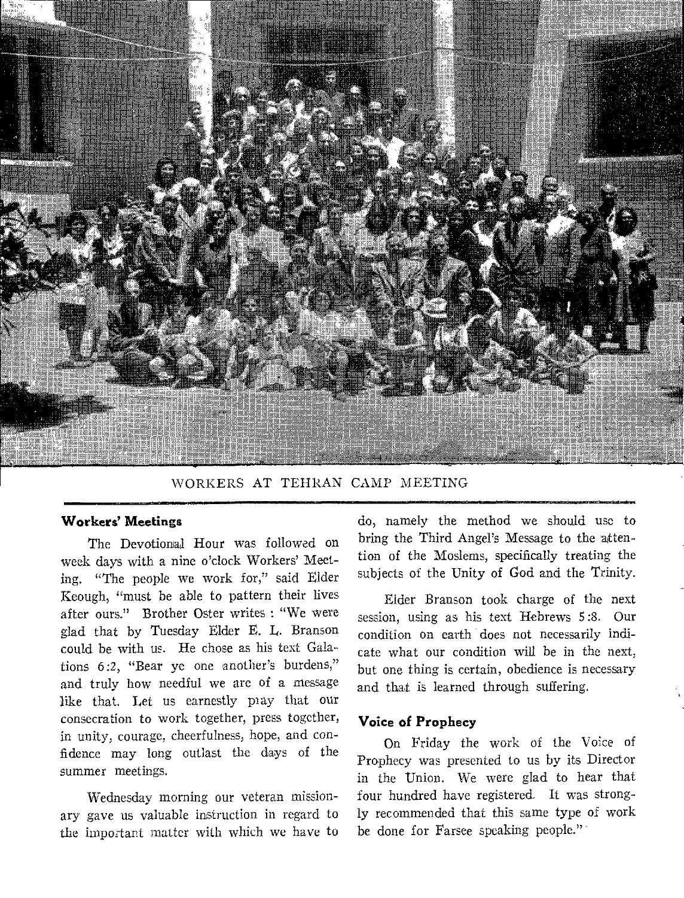WORKERS AT TEHRAN CAMP MEETING

### Workers' Meetings

The Devotional Hour was followed on week days with a nine o'clock Workers' Meeting. "The people we work for," said Elder Keough, "must be able to pattern their lives after ours." Brother Oster writes : "We were glad that by Tuesday Elder E. L. Branson could be with us. He chose as his text Galations 6:2, "Bear ye one another's burdens," and truly how needful we are of a message like that. Let us earnestly pray that our consecration to work together, press together, in unity, courage, cheerfulness, hope, and confidence may long outlast the days of the summer meetings.

Wednesday morning our veteran missionary gave us valuable instruction in regard to the important matter with which we have to do, namely the method we should use to bring the Third Angel's Message to the attention of the Moslems, specifically treating the subjects of the Unity of God and the Trinity.

Elder Branson took charge of the next session, using as his text Hebrews 5:8. Our condition on earth does not necessarily indicate what our condition will be in the next, but one thing is certain, obedience is necessary and that is learned through suffering.

### Voice of Prophecy

On Friday the work of the Voice of Prophecy was presented to us by its Director in the Union. We were glad to hear that four hundred have registered. It was strongly recommended that this same type of work be done for Farsee speaking people."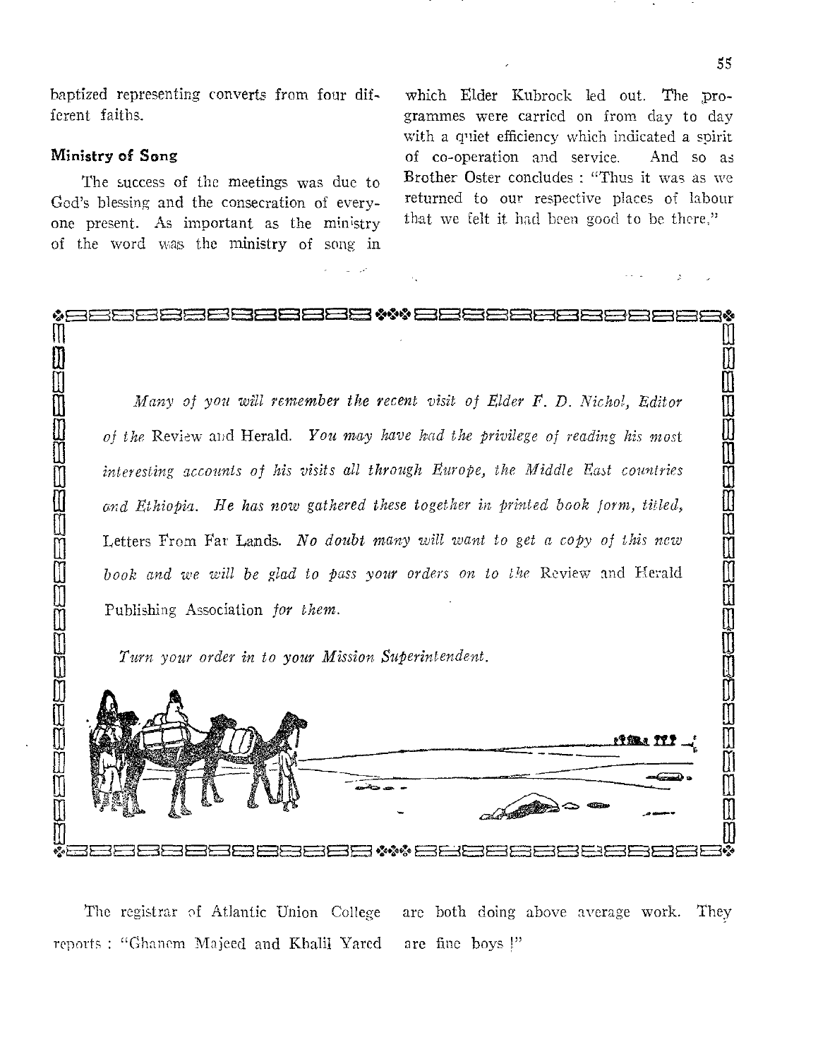baptized representing converts from four different faiths.

### Ministry of Song

The success of the meetings was due to God's blessing and the consecration of everyone present. As important as the ministry of the word was the ministry of song in which Elder Kubrock led out. The programmes were carried on from day to day with a quiet efficiency which indicated a spirit of co-operation and service. And so as Brother Oster concludes : "Thus it was as we returned to our respective places of labour that we felt it had been good to be there."

*Many of you will remember the recent visit of Elder F. D. Nichol, Editor of the* Review and Herald. *You may have had the privilege of reading his most interesting accounts of his visits all through Europe, the Middle East countries and Ethiopia. He has now gathered these together in printed book form, titled,* Letters From Far Lands. *No doubt many will want to get a copy of this new book and we will be glad to pass your orders on to the* Review and Herald Publishing Association *for them.*

*Turn your order in to your Mission Superintendent.*

The registrar of Atlantic Union College reports : "Ghanem Majeed and Khalil Yared are both doing above average work. They are fine boys !"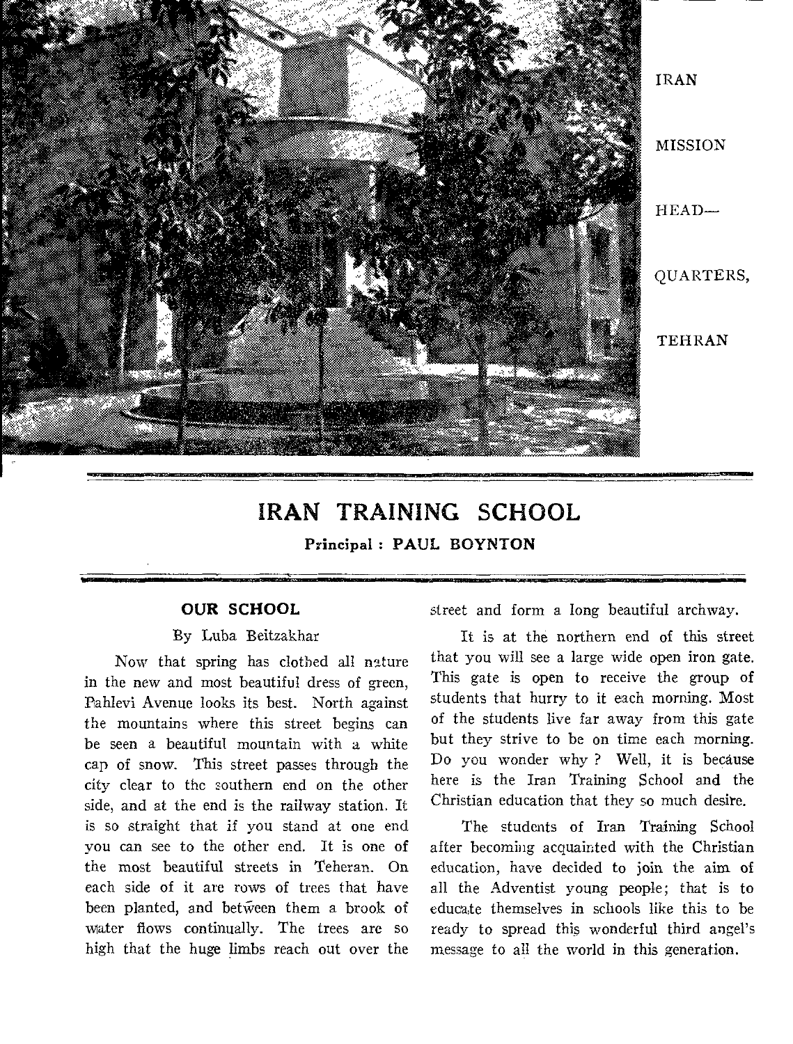IRAN

MISSION

HEAD—

QUARTERS,

TEHRAN

# IRAN TRAINING SCHOOL

**Principal : PAUL BOYNTON**

## OUR SCHOOL

By Luba Beitzakhar

Now that spring has clothed all nature in the new and most beautiful dress of green, Pahlevi Avenue looks its best. North against the mountains where this street begins can be seen a beautiful mountain with a white cap of snow. This street passes through the city clear to the southern end on the other side, and at the end is the railway station. It is so straight that if you stand at one end you can see to the other end. It is one of the most beautiful streets in Teheran. On each side of it are rows of trees that have been planted, and between them a brook of water flows continually. The trees are so high that the huge limbs reach out over the street and form a long beautiful archway.

It is at the northern end of this street that you will see a large wide open iron gate. This gate is open to receive the group of students that hurry to it each morning. Most of the students live far away from this gate but they strive to be on time each morning. Do you wonder why ? Well, it is because here is the Iran Training School and the Christian education that they so much desire.

The students of Iran Training School after becoming acquainted with the Christian education, have decided to join the aim of all the Adventist young people; that is to educate themselves in schools like this to be ready to spread this wonderful third angel's message to all the world in this generation.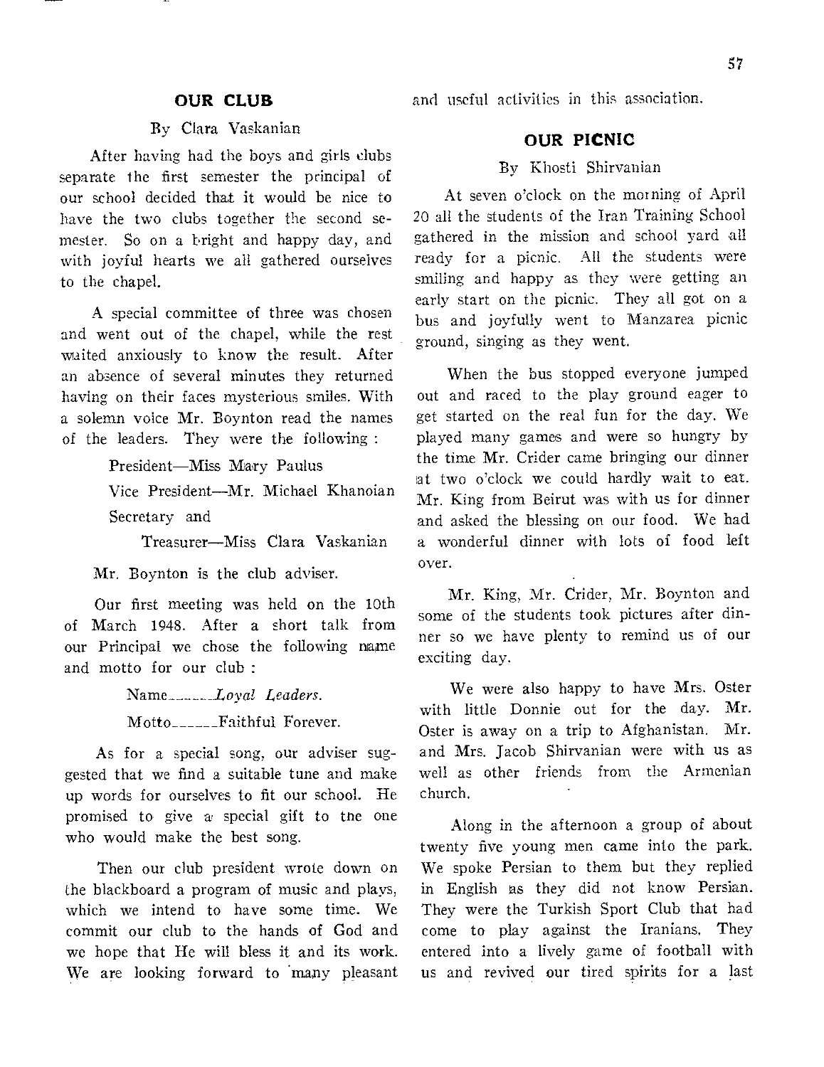## OUR CLUB

By Clara Vaskanian

After having had the boys and girls clubs separate the first semester the principal of our school decided that it would be nice to have the two clubs together the second semester. So on a bright and happy day, and with joyful hearts we all gathered ourselves to the chapel.

A special committee of three was chosen and went out of the chapel, while the rest waited anxiously to know the result. After an absence of several minutes they returned having on their faces mysterious smiles. With a solemn voice Mr. Boynton read the names of the leaders. They were the following :

President—Miss Mary Paulus

Vice President—Mr. Michael Khanoian

Secretary and

Treasurer—Miss Clara Vaskanian

Mr. Boynton is the club adviser.

Our first meeting was held on the 10th of March 1948. After a short talk from our Principal we chose the following name and motto for our club :

Name———*Loyal Leaders.*

Motto———Faithful Forever.

As for a special song, our adviser suggested that we find a suitable tune and make up words for ourselves to fit our school. He promised to give a special gift to the one who would make the best song.

Then our club president wrote down on the blackboard a program of music and plays, which we intend to have some time. We commit our club to the hands of God and we hope that He will bless it and its work. We are looking forward to many pleasant and useful activities in this association.

## OUR PICNIC

By Khosti Shirvanian

At seven o'clock on the morning of April 20 all the students of the Iran Training School gathered in the mission and school yard all ready for a picnic. All the students were smiling and happy as they were getting an early start on the picnic. They all got on a bus and joyfully went to Manzarea picnic ground, singing as they went.

When the bus stopped everyone jumped out and raced to the play ground eager to get started on the real fun for the day. We played many games and were so hungry by the time Mr. Crider came bringing our dinner at two o'clock we could hardly wait to eat. Mr. King from Beirut was with us for dinner and asked the blessing on our food. We had a wonderful dinner with lots of food left over.

Mr. King, Mr. Crider, Mr. Boynton and some of the students took pictures after dinner so we have plenty to remind us of our exciting day.

We were also happy to have Mrs. Oster with little Donnie out for the day. Mr. Oster is away on a trip to Afghanistan. Mr. and Mrs. Jacob Shirvanian were with us as well as other friends from the Armenian church.

Along in the afternoon a group of about twenty five young men came into the park. We spoke Persian to them but they replied in English as they did not know Persian. They were the Turkish Sport Club that had come to play against the Iranians. They entered into a lively game of football with us and revived our tired spirits for a last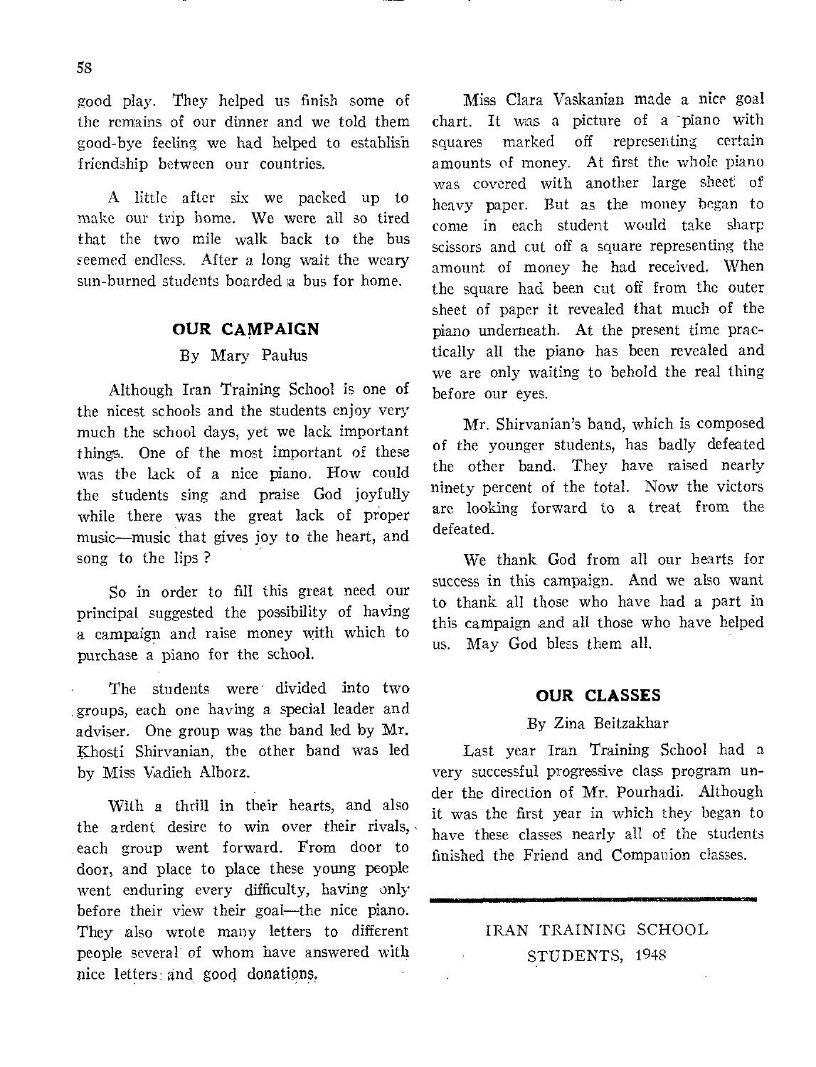good play. They helped us finish some of the remains of our dinner and we told them good-bye feeling we had helped to establish friendship between our countries.

A little after six we packed up to make our trip home. We were all so tired that the two mile walk back to the bus seemed endless. After a long wait the weary sun-burned students boarded a bus for home.

## OUR CAMPAIGN

By Mary Paulus

Although Iran Training School is one of the nicest schools and the students enjoy very much the school days, yet we lack important things. One of the most important of these was the lack of a nice piano. How could the students sing and praise God joyfully while there was the great lack of proper music—music that gives joy to the heart, and song to the lips ?

So in order to fill this great need our principal suggested the possibility of having a campaign and raise money with which to purchase a piano for the school.

The students were divided into two groups, each one having a special leader and adviser. One group was the band led by Mr. Khosti Shirvanian, the other band was led by Miss Vadieh Alborz.

With a thrill in their hearts, and also the ardent desire to win over their rivals, each group went forward. From door to door, and place to place these young people went enduring every difficulty, having only before their view their goal—the nice piano. They also wrote many letters to different people several of whom have answered with nice letters and good donations.

Miss Clara Vaskanian made a nice goal chart. It was a picture of a piano with squares marked off representing certain amounts of money. At first the whole piano was covered with another large sheet of heavy paper. But as the money began to come in each student would take sharp scissors and cut off a square representing the amount of money he had received. When the square had been cut off from the outer sheet of paper it revealed that much of the piano underneath. At the present time practically all the piano has been revealed and we are only waiting to behold the real thing before our eyes.

Mr. Shirvanian's band, which is composed of the younger students, has badly defeated the other band. They have raised nearly ninety percent of the total. Now the victors are looking forward to a treat from the defeated.

We thank God from all our hearts for success in this campaign. And we also want to thank all those who have had a part in this campaign and all those who have helped us. May God bless them all.

## OUR CLASSES

By Zina Beitzakhar

Last year Iran Training School had a very successful progressive class program under the direction of Mr. Pourhadi. Although it was the first year in which they began to have these classes nearly all of the students finished the Friend and Companion classes.

---

IRAN TRAINING SCHOOL STUDENTS, 1948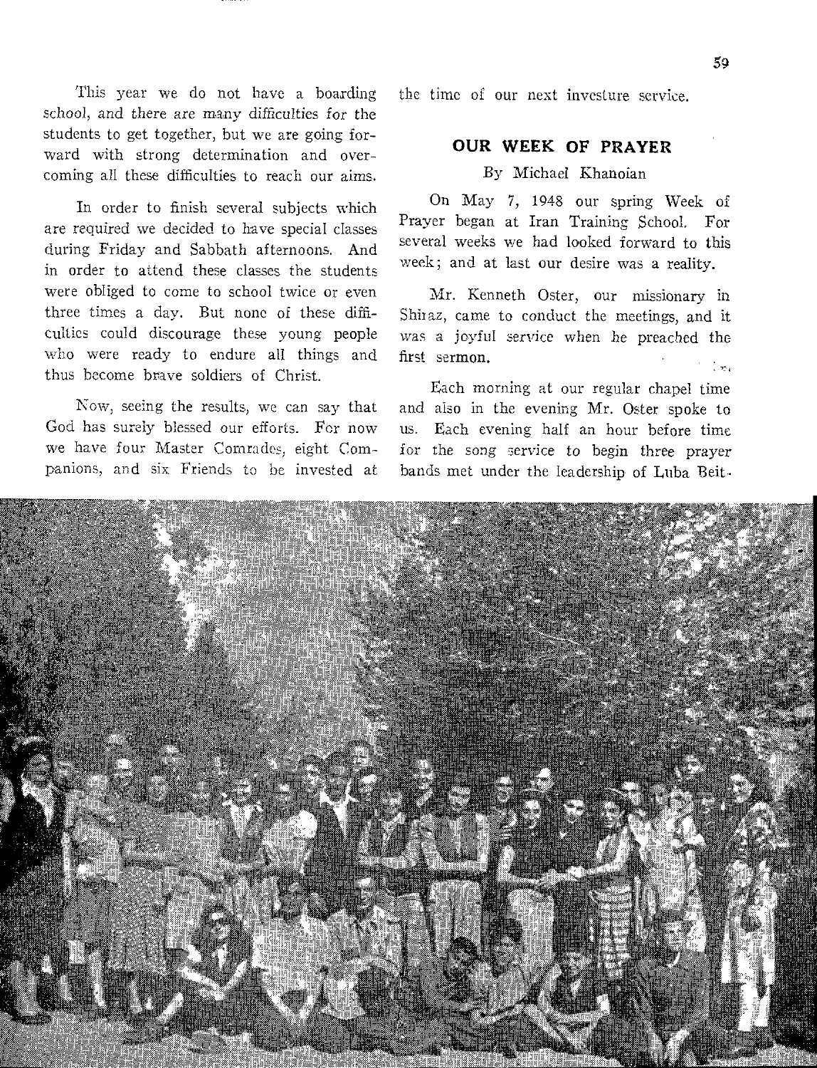This year we do not have a boarding school, and there are many difficulties for the students to get together, but we are going forward with strong determination and overcoming all these difficulties to reach our aims.

In order to finish several subjects which are required we decided to have special classes during Friday and Sabbath afternoons. And in order to attend these classes the students were obliged to come to school twice or even three times a day. But none of these difficulties could discourage these young people who were ready to endure all things and thus become brave soldiers of Christ.

Now, seeing the results, we can say that God has surely blessed our efforts. For now we have four Master Comrades, eight Companions, and six Friends to be invested at the time of our next investure service.

## OUR WEEK OF PRAYER

By Michael Khanoian

On May 7, 1948 our spring Week of Prayer began at Iran Training School. For several weeks we had looked forward to this week; and at last our desire was a reality.

Mr. Kenneth Oster, our missionary in Shiraz, came to conduct the meetings, and it was a joyful service when he preached the first sermon.

Each morning at our regular chapel time and also in the evening Mr. Oster spoke to us. Each evening half an hour before time for the song service to begin three prayer bands met under the leadership of Luba Beit-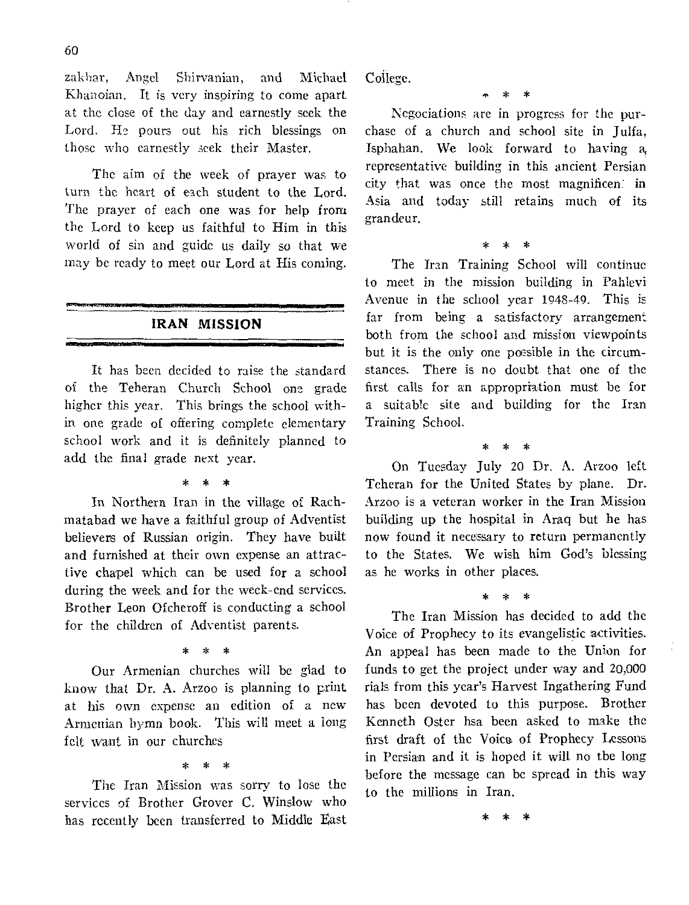zakhar, Angel Shirvanian, and Michael Khanoian. It is very inspiring to come apart at the close of the day and earnestly seek the Lord. He pours out his rich blessings on those who earnestly seek their Master.

The aim of the week of prayer was to turn the heart of each student to the Lord. The prayer of each one was for help from the Lord to keep us faithful to Him in this world of sin and guide us daily so that we may be ready to meet our Lord at His coming.

## IRAN MISSION

It has been decided to raise the standard of the Teheran Church School one grade higher this year. This brings the school within one grade of offering complete elementary school work and it is definitely planned to add the final grade next year.

\* \* \*

In Northern Iran in the village of Rachmatabad we have a faithful group of Adventist believers of Russian origin. They have built and furnished at their own expense an attractive chapel which can be used for a school during the week and for the week-end services. Brother Leon Ofcheroff is conducting a school for the children of Adventist parents.

\* \* \*

Our Armenian churches will be glad to know that Dr. A. Arzoo is planning to print at his own expense an edition of a new Armenian hymn book. This will meet a long felt want in our churches

\* \* \*

The Iran Mission was sorry to lose the services of Brother Grover C. Winslow who has recently been transferred to Middle East College.

\* \* \*

Negociations are in progress for the purchase of a church and school site in Julfa, Isphahan. We look forward to having a representative building in this ancient Persian city that was once the most magnificent in Asia and today still retains much of its grandeur.

\* \* \*

The Iran Training School will continue to meet in the mission building in Pahlevi Avenue in the school year 1948-49. This is far from being a satisfactory arrangement both from the school and mission viewpoints but it is the only one possible in the circumstances. There is no doubt that one of the first calls for an appropriation must be for a suitable site and building for the Iran Training School.

\* \* \*

On Tuesday July 20 Dr. A. Arzoo left Teheran for the United States by plane. Dr. Arzoo is a veteran worker in the Iran Mission building up the hospital in Araq but he has now found it necessary to return permanently to the States. We wish him God's blessing as he works in other places.

\* \* \*

The Iran Mission has decided to add the Voice of Prophecy to its evangelistic activities. An appeal has been made to the Union for funds to get the project under way and 20,000 rials from this year's Harvest Ingathering Fund has been devoted to this purpose. Brother Kenneth Oster hsa been asked to make the first draft of the Voice of Prophecy Lessons in Persian and it is hoped it will no tbe long before the message can be spread in this way to the millions in Iran.

\* \* \*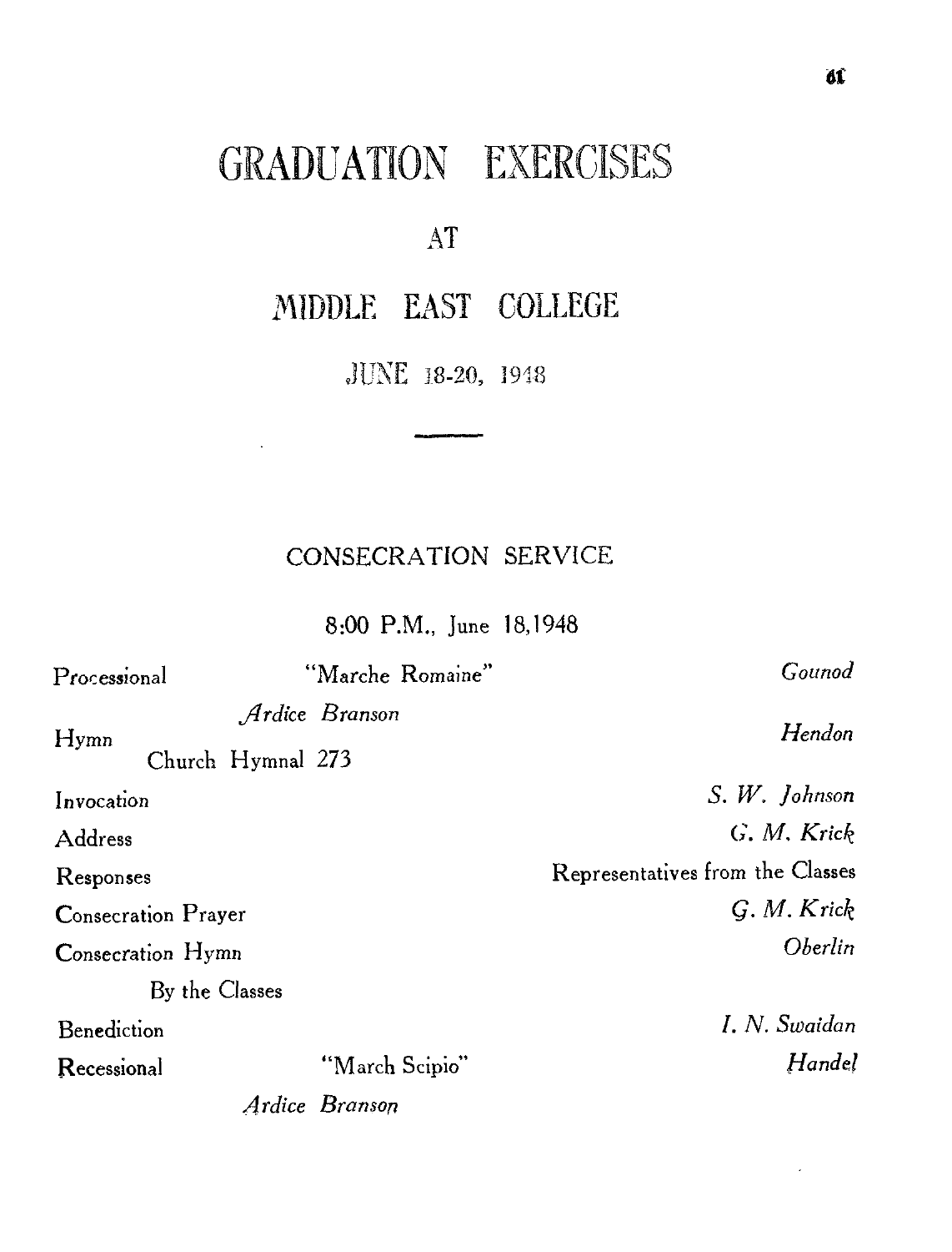# GRADUATION EXERCISES

## AT

# MIDDLE EAST COLLEGE

## JUNE 18-20, 1948

---

## CONSECRATION SERVICE

8:00 P.M., June 18,1948

| | | |
|---|---|---|
| Processional | "Marche Romaine" *Ardice Branson* | *Gounod* |
| Hymn | Church Hymnal 273 | *Hendon* |
| Invocation | | *S. W. Johnson* |
| Address | | *G. M. Krick* |
| Responses | | Representatives from the Classes |
| Consecration Prayer | | *G. M. Krick* |
| Consecration Hymn | By the Classes | *Oberlin* |
| Benediction | | *I. N. Swaidan* |
| Recessional | "March Scipio" *Ardice Branson* | *Handel* |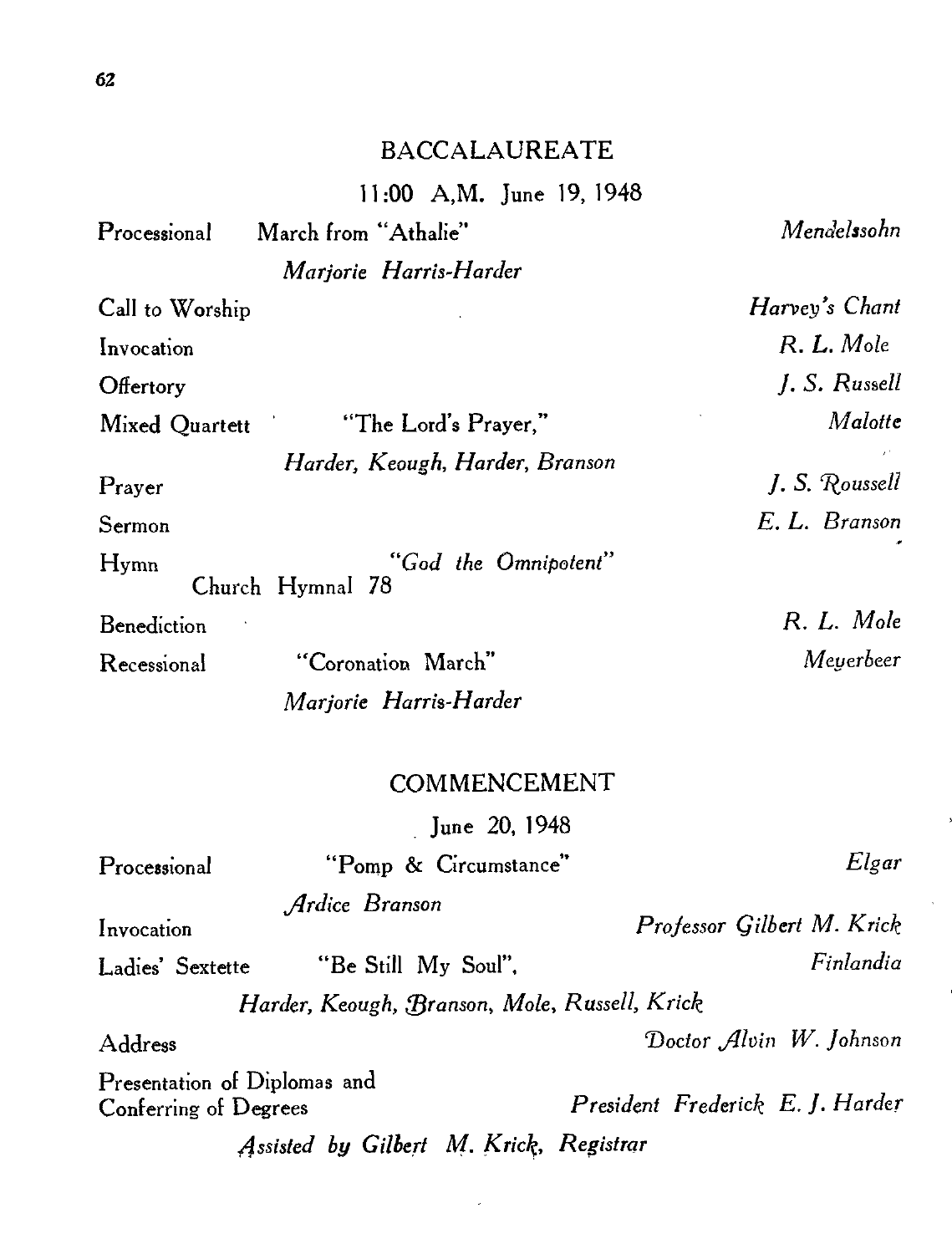## BACCALAUREATE

11:00 A,M. June 19, 1948

| | | |
|---|---|---|
| Processional | March from "Athalie" *Marjorie Harris-Harder* | *Mendelssohn* |
| Call to Worship | | *Harvey's Chant* |
| Invocation | | *R. L. Mole* |
| Offertory | | *J. S. Russell* |
| Mixed Quartett | "The Lord's Prayer," *Harder, Keough, Harder, Branson* | *Malotte* |
| Prayer | | *J. S. Roussell* |
| Sermon | | *E. L. Branson* |
| Hymn | *"God the Omnipotent"* Church Hymnal 78 | |
| Benediction | | *R. L. Mole* |
| Recessional | "Coronation March" *Marjorie Harris-Harder* | *Meyerbeer* |

## COMMENCEMENT

June 20, 1948

| | | |
|---|---|---|
| Processional | "Pomp & Circumstance" *Ardice Branson* | *Elgar* |
| Invocation | | *Professor Gilbert M. Krick* |
| Ladies' Sextette | "Be Still My Soul", *Harder, Keough, Branson, Mole, Russell, Krick* | *Finlandia* |
| Address | | *Doctor Alvin W. Johnson* |
| Presentation of Diplomas and Conferring of Degrees | | *President Frederick E. J. Harder* |

*Assisted by Gilbert M. Krick, Registrar*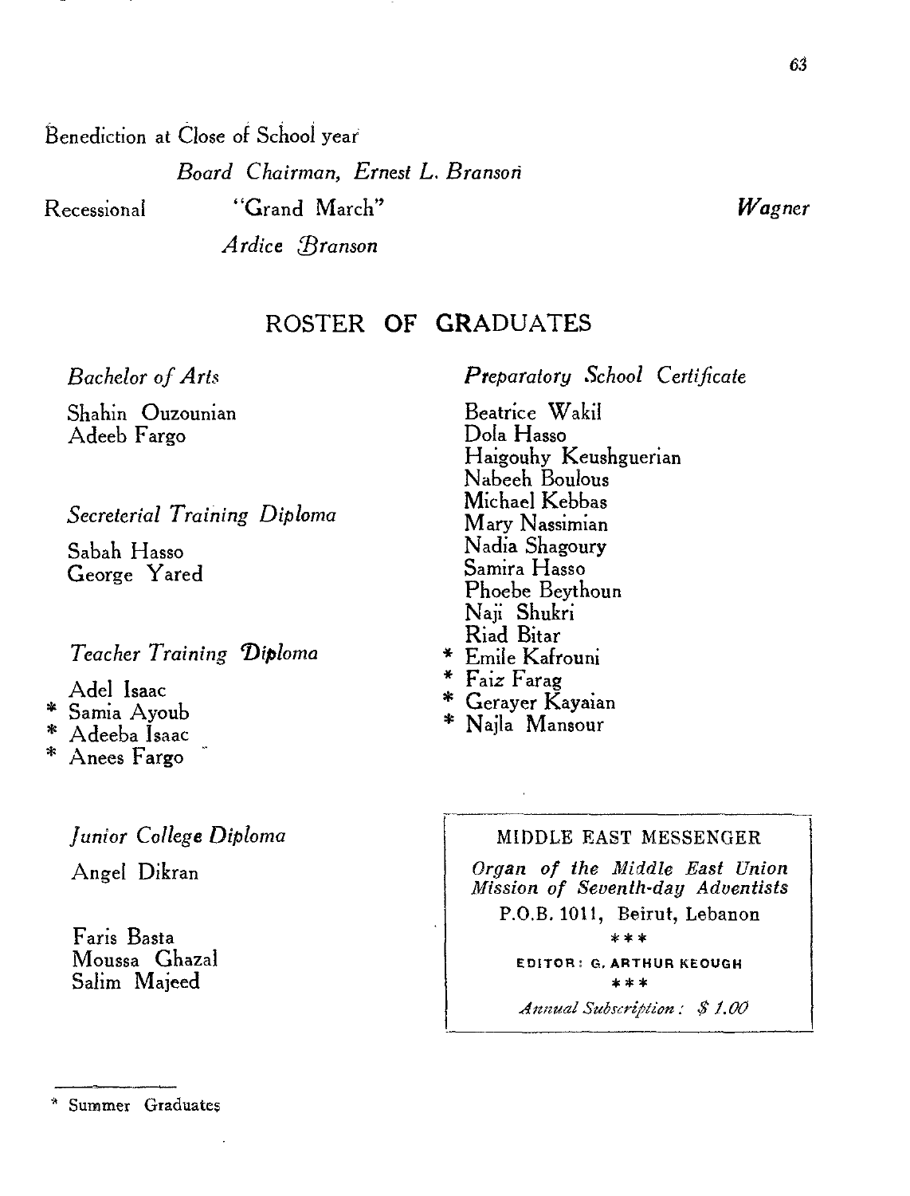Benediction at Close of School year

*Board Chairman, Ernest L. Branson*

Recessional "Grand March" *Wagner*

*Ardice Branson*

## ROSTER OF GRADUATES

*Bachelor of Arts*

Shahin Ouzounian
Adeeb Fargo

*Secreterial Training Diploma*

Sabah Hasso
George Yared

*Teacher Training Diploma*

Adel Isaac
* Samia Ayoub
* Adeeba Isaac
* Anees Fargo

*Junior College Diploma*

Angel Dikran

Faris Basta
Moussa Ghazal
Salim Majeed

*Preparatory School Certificate*

Beatrice Wakil
Dola Hasso
Haigouhy Keushguerian
Nabeeh Boulous
Michael Kebbas
Mary Nassimian
Nadia Shagoury
Samira Hasso
Phoebe Beythoun
Naji Shukri
Riad Bitar
* Emile Kafrouni
* Faiz Farag
* Gerayer Kayaian
* Najla Mansour

MIDDLE EAST MESSENGER

*Organ of the Middle East Union Mission of Seventh-day Adventists*

P.O.B. 1011, Beirut, Lebanon

***

EDITOR: G. ARTHUR KEOUGH

***

*Annual Subscription: $ 1.00*

---

* Summer Graduates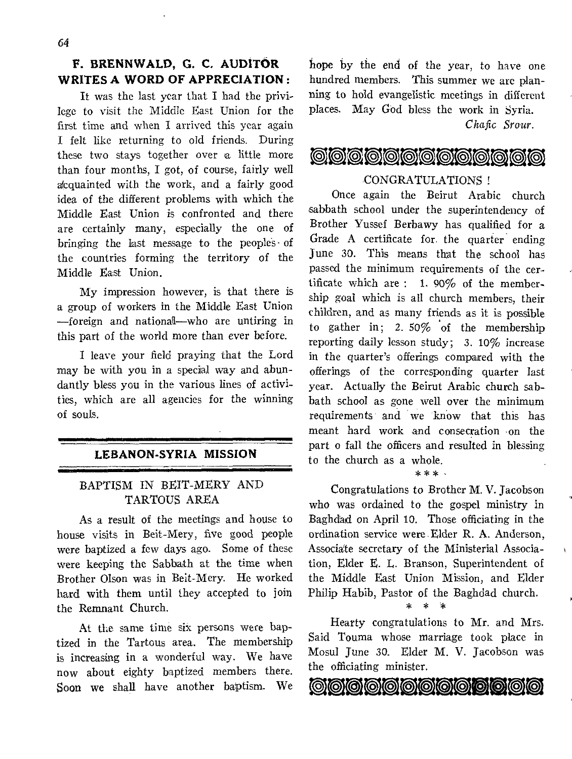## F. BRENNWALD, G. C. AUDITOR WRITES A WORD OF APPRECIATION:

It was the last year that I had the privilege to visit the Middle East Union for the first time and when I arrived this year again I felt like returning to old friends. During these two stays together over a little more than four months, I got, of course, fairly well acquainted with the work, and a fairly good idea of the different problems with which the Middle East Union is confronted and there are certainly many, especially the one of bringing the last message to the peoples of the countries forming the territory of the Middle East Union.

My impression however, is that there is a group of workers in the Middle East Union —foreign and national—who are untiring in this part of the world more than ever before.

I leave your field praying that the Lord may be with you in a special way and abundantly bless you in the various lines of activities, which are all agencies for the winning of souls.

## LEBANON-SYRIA MISSION

### BAPTISM IN BEIT-MERY AND TARTOUS AREA

As a result of the meetings and house to house visits in Beit-Mery, five good people were baptized a few days ago. Some of these were keeping the Sabbath at the time when Brother Olson was in Beit-Mery. He worked hard with them until they accepted to join the Remnant Church.

At the same time six persons were baptized in the Tartous area. The membership is increasing in a wonderful way. We have now about eighty baptized members there. Soon we shall have another baptism. We hope by the end of the year, to have one hundred members. This summer we are planning to hold evangelistic meetings in different places. May God bless the work in Syria.

*Chafic Srour.*

### CONGRATULATIONS !

Once again the Beirut Arabic church sabbath school under the superintendency of Brother Yussef Berbawy has qualified for a Grade A certificate for the quarter ending June 30. This means that the school has passed the minimum requirements of the certificate which are : 1. 90% of the membership goal which is all church members, their children, and as many friends as it is possible to gather in; 2. 50% of the membership reporting daily lesson study; 3. 10% increase in the quarter's offerings compared with the offerings of the corresponding quarter last year. Actually the Beirut Arabic church sabbath school as gone well over the minimum requirements and we know that this has meant hard work and consecration on the part o fall the officers and resulted in blessing to the church as a whole.

\* \* \*

Congratulations to Brother M. V. Jacobson who was ordained to the gospel ministry in Baghdad on April 10. Those officiating in the ordination service were Elder R. A. Anderson, Associate secretary of the Ministerial Association, Elder E. L. Branson, Superintendent of the Middle East Union Mission, and Elder Philip Habib, Pastor of the Baghdad church.

\* \* \*

Hearty congratulations to Mr. and Mrs. Said Touma whose marriage took place in Mosul June 30. Elder M. V. Jacobson was the officiating minister.